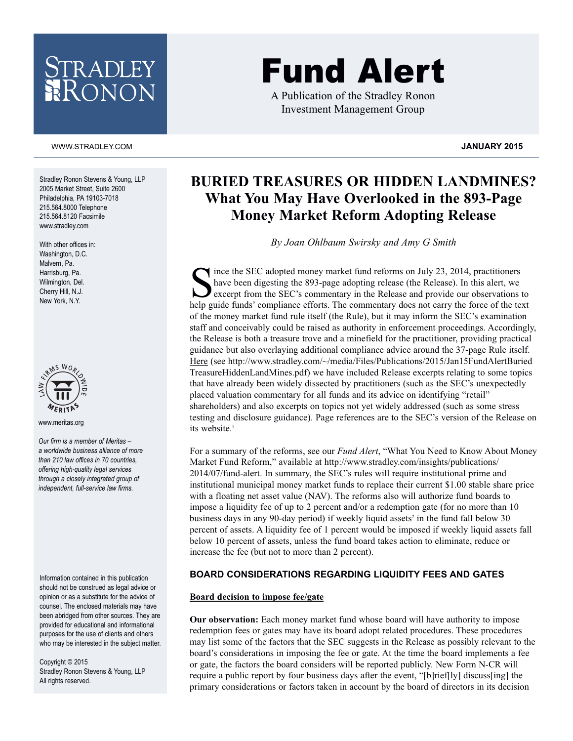# Fund Alert

A Publication of the Stradley Ronon Investment Management Group

WWW.STRADLEY.COM

**JANUARY 2015**

Stradley Ronon Stevens & Young, LLP
2005 Market Street, Suite 2600
Philadelphia, PA 19103-7018
215.564.8000 Telephone
215.564.8120 Facsimile
www.stradley.com

With other offices in:
Washington, D.C.
Malvern, Pa.
Harrisburg, Pa.
Wilmington, Del.
Cherry Hill, N.J.
New York, N.Y.

www.meritas.org

*Our firm is a member of Meritas – a worldwide business alliance of more than 210 law offices in 70 countries, offering high-quality legal services through a closely integrated group of independent, full-service law firms.*

Information contained in this publication should not be construed as legal advice or opinion or as a substitute for the advice of counsel. The enclosed materials may have been abridged from other sources. They are provided for educational and informational purposes for the use of clients and others who may be interested in the subject matter.

Copyright © 2015
Stradley Ronon Stevens & Young, LLP
All rights reserved.

## BURIED TREASURES OR HIDDEN LANDMINES? What You May Have Overlooked in the 893-Page Money Market Reform Adopting Release

*By Joan Ohlbaum Swirsky and Amy G Smith*

Since the SEC adopted money market fund reforms on July 23, 2014, practitioners have been digesting the 893-page adopting release (the Release). In this alert, we excerpt from the SEC's commentary in the Release and provide our observations to help guide funds' compliance efforts. The commentary does not carry the force of the text of the money market fund rule itself (the Rule), but it may inform the SEC's examination staff and conceivably could be raised as authority in enforcement proceedings. Accordingly, the Release is both a treasure trove and a minefield for the practitioner, providing practical guidance but also overlaying additional compliance advice around the 37-page Rule itself. Here (see http://www.stradley.com/~/media/Files/Publications/2015/Jan15FundAlertBuriedTreasureHiddenLandMines.pdf) we have included Release excerpts relating to some topics that have already been widely dissected by practitioners (such as the SEC's unexpectedly placed valuation commentary for all funds and its advice on identifying "retail" shareholders) and also excerpts on topics not yet widely addressed (such as some stress testing and disclosure guidance). Page references are to the SEC's version of the Release on its website.[1]

For a summary of the reforms, see our *Fund Alert*, "What You Need to Know About Money Market Fund Reform," available at http://www.stradley.com/insights/publications/2014/07/fund-alert. In summary, the SEC's rules will require institutional prime and institutional municipal money market funds to replace their current $1.00 stable share price with a floating net asset value (NAV). The reforms also will authorize fund boards to impose a liquidity fee of up to 2 percent and/or a redemption gate (for no more than 10 business days in any 90-day period) if weekly liquid assets[2] in the fund fall below 30 percent of assets. A liquidity fee of 1 percent would be imposed if weekly liquid assets fall below 10 percent of assets, unless the fund board takes action to eliminate, reduce or increase the fee (but not to more than 2 percent).

### BOARD CONSIDERATIONS REGARDING LIQUIDITY FEES AND GATES

**Board decision to impose fee/gate**

**Our observation:** Each money market fund whose board will have authority to impose redemption fees or gates may have its board adopt related procedures. These procedures may list some of the factors that the SEC suggests in the Release as possibly relevant to the board's considerations in imposing the fee or gate. At the time the board implements a fee or gate, the factors the board considers will be reported publicly. New Form N-CR will require a public report by four business days after the event, "[b]rief[ly] discuss[ing] the primary considerations or factors taken in account by the board of directors in its decision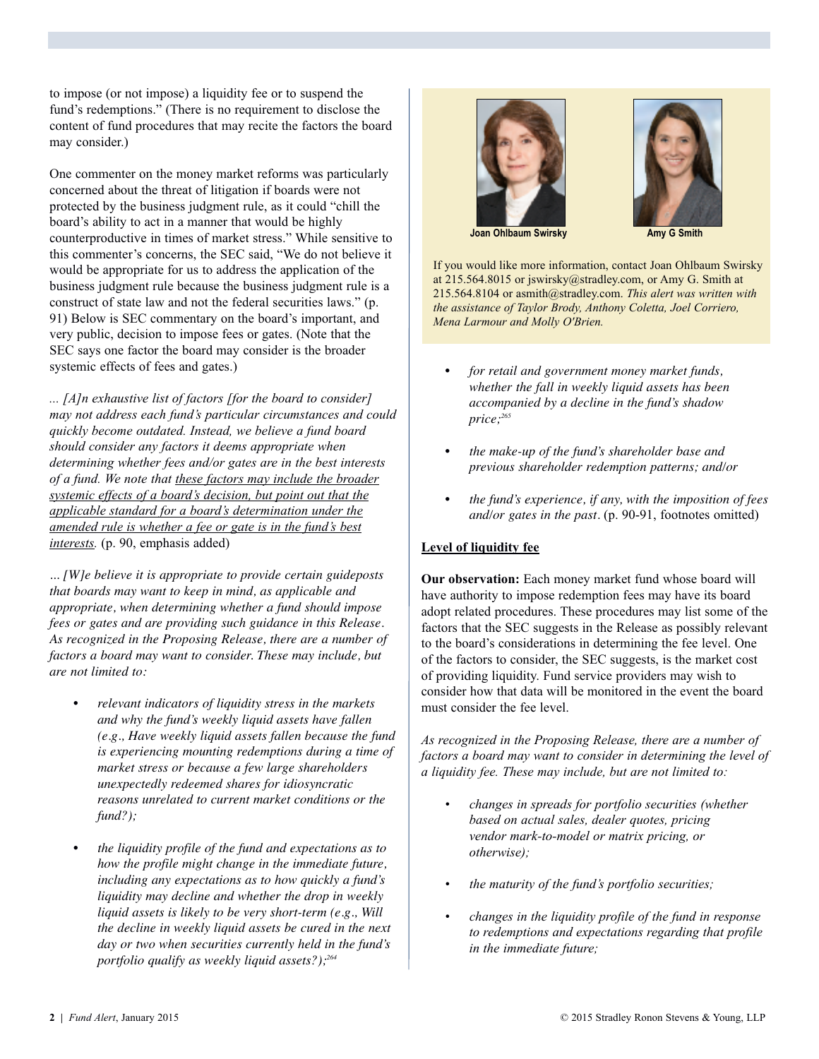to impose (or not impose) a liquidity fee or to suspend the fund's redemptions." (There is no requirement to disclose the content of fund procedures that may recite the factors the board may consider.)

One commenter on the money market reforms was particularly concerned about the threat of litigation if boards were not protected by the business judgment rule, as it could "chill the board's ability to act in a manner that would be highly counterproductive in times of market stress." While sensitive to this commenter's concerns, the SEC said, "We do not believe it would be appropriate for us to address the application of the business judgment rule because the business judgment rule is a construct of state law and not the federal securities laws." (p. 91) Below is SEC commentary on the board's important, and very public, decision to impose fees or gates. (Note that the SEC says one factor the board may consider is the broader systemic effects of fees and gates.)

*... [A]n exhaustive list of factors [for the board to consider] may not address each fund's particular circumstances and could quickly become outdated. Instead, we believe a fund board should consider any factors it deems appropriate when determining whether fees and/or gates are in the best interests of a fund. We note that <u>these factors may include the broader systemic effects of a board's decision, but point out that the applicable standard for a board's determination under the amended rule is whether a fee or gate is in the fund's best interests.</u>* (p. 90, emphasis added)

*... [W]e believe it is appropriate to provide certain guideposts that boards may want to keep in mind, as applicable and appropriate, when determining whether a fund should impose fees or gates and are providing such guidance in this Release. As recognized in the Proposing Release, there are a number of factors a board may want to consider. These may include, but are not limited to:*

- *relevant indicators of liquidity stress in the markets and why the fund's weekly liquid assets have fallen (e.g., Have weekly liquid assets fallen because the fund is experiencing mounting redemptions during a time of market stress or because a few large shareholders unexpectedly redeemed shares for idiosyncratic reasons unrelated to current market conditions or the fund?);*
- *the liquidity profile of the fund and expectations as to how the profile might change in the immediate future, including any expectations as to how quickly a fund's liquidity may decline and whether the drop in weekly liquid assets is likely to be very short-term (e.g., Will the decline in weekly liquid assets be cured in the next day or two when securities currently held in the fund's portfolio qualify as weekly liquid assets?);*[264]
- *for retail and government money market funds, whether the fall in weekly liquid assets has been accompanied by a decline in the fund's shadow price;*[265]
- *the make-up of the fund's shareholder base and previous shareholder redemption patterns; and/or*
- *the fund's experience, if any, with the imposition of fees and/or gates in the past*. (p. 90-91, footnotes omitted)

Joan Ohlbaum Swirsky

Amy G Smith

If you would like more information, contact Joan Ohlbaum Swirsky at 215.564.8015 or jswirsky@stradley.com, or Amy G. Smith at 215.564.8104 or asmith@stradley.com. *This alert was written with the assistance of Taylor Brody, Anthony Coletta, Joel Corriero, Mena Larmour and Molly O'Brien.*

## <u>Level of liquidity fee</u>

**Our observation:** Each money market fund whose board will have authority to impose redemption fees may have its board adopt related procedures. These procedures may list some of the factors that the SEC suggests in the Release as possibly relevant to the board's considerations in determining the fee level. One of the factors to consider, the SEC suggests, is the market cost of providing liquidity. Fund service providers may wish to consider how that data will be monitored in the event the board must consider the fee level.

*As recognized in the Proposing Release, there are a number of factors a board may want to consider in determining the level of a liquidity fee. These may include, but are not limited to:*

- *changes in spreads for portfolio securities (whether based on actual sales, dealer quotes, pricing vendor mark-to-model or matrix pricing, or otherwise);*
- *the maturity of the fund's portfolio securities;*
- *changes in the liquidity profile of the fund in response to redemptions and expectations regarding that profile in the immediate future;*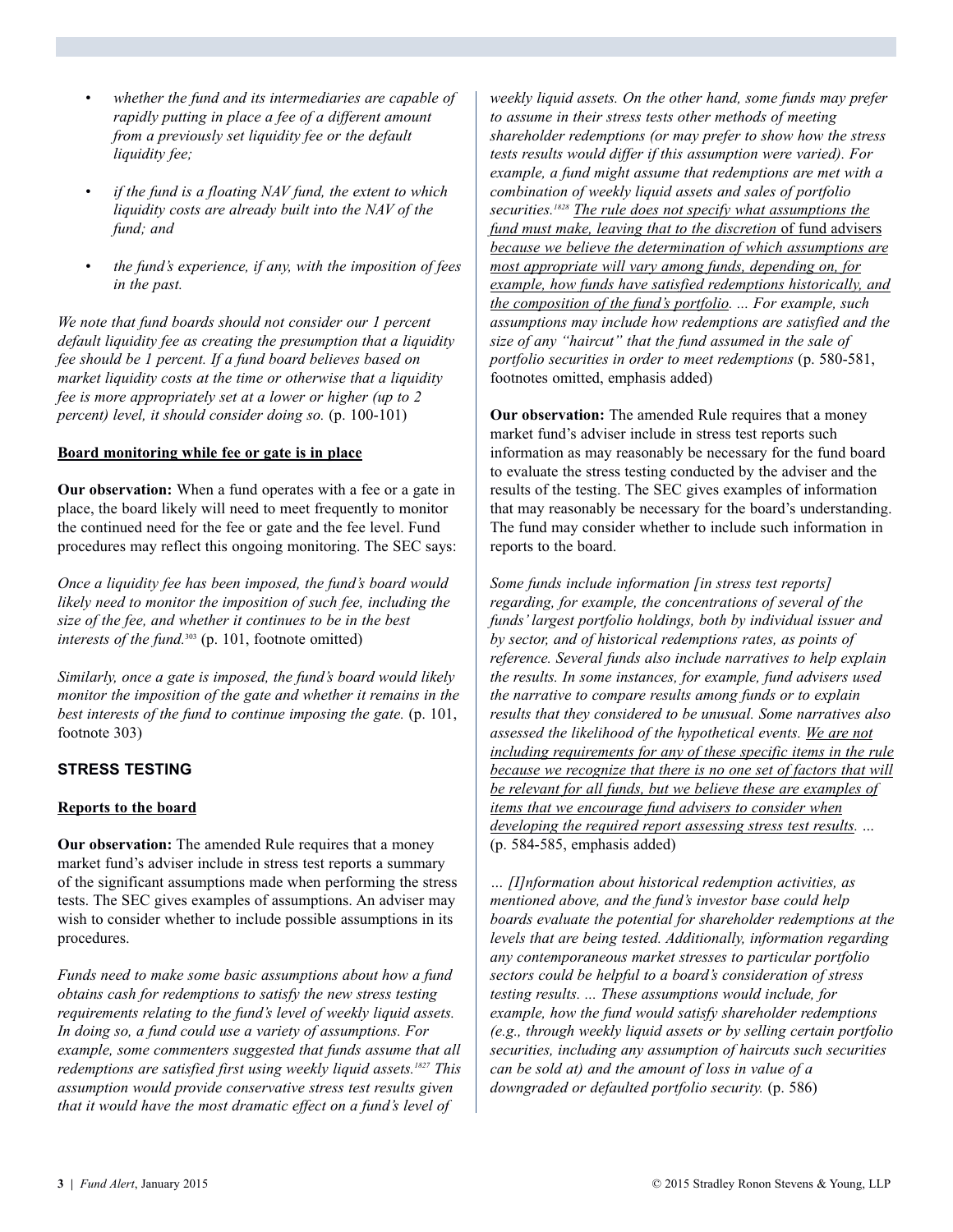- *whether the fund and its intermediaries are capable of rapidly putting in place a fee of a different amount from a previously set liquidity fee or the default liquidity fee;*
- *if the fund is a floating NAV fund, the extent to which liquidity costs are already built into the NAV of the fund; and*
- *the fund's experience, if any, with the imposition of fees in the past.*

*We note that fund boards should not consider our 1 percent default liquidity fee as creating the presumption that a liquidity fee should be 1 percent. If a fund board believes based on market liquidity costs at the time or otherwise that a liquidity fee is more appropriately set at a lower or higher (up to 2 percent) level, it should consider doing so.* (p. 100-101)

**Board monitoring while fee or gate is in place**

**Our observation:** When a fund operates with a fee or a gate in place, the board likely will need to meet frequently to monitor the continued need for the fee or gate and the fee level. Fund procedures may reflect this ongoing monitoring. The SEC says:

*Once a liquidity fee has been imposed, the fund's board would likely need to monitor the imposition of such fee, including the size of the fee, and whether it continues to be in the best interests of the fund.*[303] (p. 101, footnote omitted)

*Similarly, once a gate is imposed, the fund's board would likely monitor the imposition of the gate and whether it remains in the best interests of the fund to continue imposing the gate.* (p. 101, footnote 303)

## STRESS TESTING

**Reports to the board**

**Our observation:** The amended Rule requires that a money market fund's adviser include in stress test reports a summary of the significant assumptions made when performing the stress tests. The SEC gives examples of assumptions. An adviser may wish to consider whether to include possible assumptions in its procedures.

*Funds need to make some basic assumptions about how a fund obtains cash for redemptions to satisfy the new stress testing requirements relating to the fund's level of weekly liquid assets. In doing so, a fund could use a variety of assumptions. For example, some commenters suggested that funds assume that all redemptions are satisfied first using weekly liquid assets.*[1827] *This assumption would provide conservative stress test results given that it would have the most dramatic effect on a fund's level of weekly liquid assets. On the other hand, some funds may prefer to assume in their stress tests other methods of meeting shareholder redemptions (or may prefer to show how the stress tests results would differ if this assumption were varied). For example, a fund might assume that redemptions are met with a combination of weekly liquid assets and sales of portfolio securities.*[1828] *The rule does not specify what assumptions the fund must make, leaving that to the discretion* of fund advisers *because we believe the determination of which assumptions are most appropriate will vary among funds, depending on, for example, how funds have satisfied redemptions historically, and the composition of the fund's portfolio. ... For example, such assumptions may include how redemptions are satisfied and the size of any "haircut" that the fund assumed in the sale of portfolio securities in order to meet redemptions* (p. 580-581, footnotes omitted, emphasis added)

**Our observation:** The amended Rule requires that a money market fund's adviser include in stress test reports such information as may reasonably be necessary for the fund board to evaluate the stress testing conducted by the adviser and the results of the testing. The SEC gives examples of information that may reasonably be necessary for the board's understanding. The fund may consider whether to include such information in reports to the board.

*Some funds include information [in stress test reports] regarding, for example, the concentrations of several of the funds' largest portfolio holdings, both by individual issuer and by sector, and of historical redemptions rates, as points of reference. Several funds also include narratives to help explain the results. In some instances, for example, fund advisers used the narrative to compare results among funds or to explain results that they considered to be unusual. Some narratives also assessed the likelihood of the hypothetical events. We are not including requirements for any of these specific items in the rule because we recognize that there is no one set of factors that will be relevant for all funds, but we believe these are examples of items that we encourage fund advisers to consider when developing the required report assessing stress test results. ...* (p. 584-585, emphasis added)

*... [I]nformation about historical redemption activities, as mentioned above, and the fund's investor base could help boards evaluate the potential for shareholder redemptions at the levels that are being tested. Additionally, information regarding any contemporaneous market stresses to particular portfolio sectors could be helpful to a board's consideration of stress testing results. ... These assumptions would include, for example, how the fund would satisfy shareholder redemptions (e.g., through weekly liquid assets or by selling certain portfolio securities, including any assumption of haircuts such securities can be sold at) and the amount of loss in value of a downgraded or defaulted portfolio security.* (p. 586)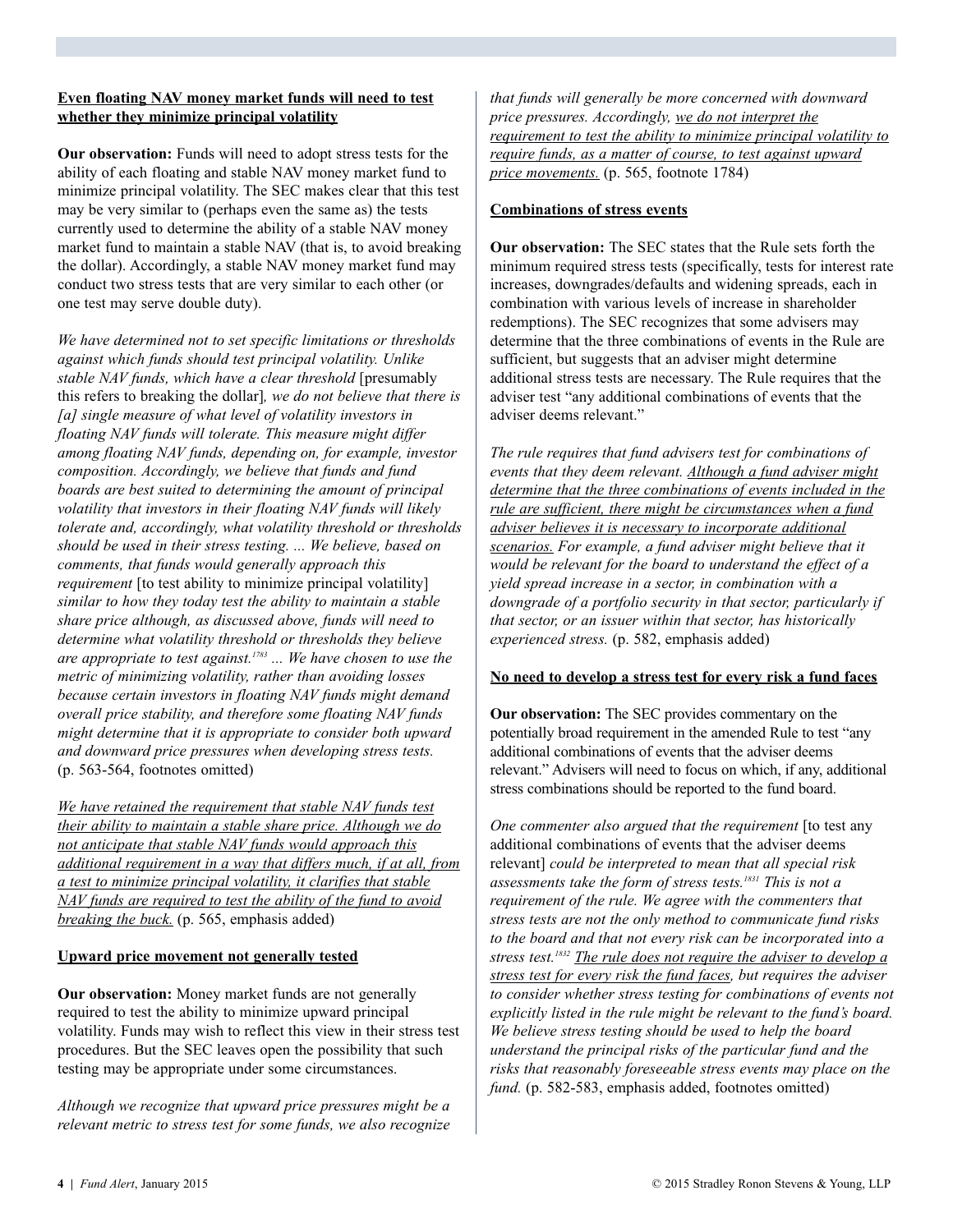**Even floating NAV money market funds will need to test whether they minimize principal volatility**

**Our observation:** Funds will need to adopt stress tests for the ability of each floating and stable NAV money market fund to minimize principal volatility. The SEC makes clear that this test may be very similar to (perhaps even the same as) the tests currently used to determine the ability of a stable NAV money market fund to maintain a stable NAV (that is, to avoid breaking the dollar). Accordingly, a stable NAV money market fund may conduct two stress tests that are very similar to each other (or one test may serve double duty).

*We have determined not to set specific limitations or thresholds against which funds should test principal volatility. Unlike stable NAV funds, which have a clear threshold* [presumably this refers to breaking the dollar]*, we do not believe that there is [a] single measure of what level of volatility investors in floating NAV funds will tolerate. This measure might differ among floating NAV funds, depending on, for example, investor composition. Accordingly, we believe that funds and fund boards are best suited to determining the amount of principal volatility that investors in their floating NAV funds will likely tolerate and, accordingly, what volatility threshold or thresholds should be used in their stress testing. ... We believe, based on comments, that funds would generally approach this requirement* [to test ability to minimize principal volatility] *similar to how they today test the ability to maintain a stable share price although, as discussed above, funds will need to determine what volatility threshold or thresholds they believe are appropriate to test against.[1783] ... We have chosen to use the metric of minimizing volatility, rather than avoiding losses because certain investors in floating NAV funds might demand overall price stability, and therefore some floating NAV funds might determine that it is appropriate to consider both upward and downward price pressures when developing stress tests.* (p. 563-564, footnotes omitted)

*<u>We have retained the requirement that stable NAV funds test their ability to maintain a stable share price. Although we do not anticipate that stable NAV funds would approach this additional requirement in a way that differs much, if at all, from a test to minimize principal volatility, it clarifies that stable NAV funds are required to test the ability of the fund to avoid breaking the buck.</u>* (p. 565, emphasis added)

**Upward price movement not generally tested**

**Our observation:** Money market funds are not generally required to test the ability to minimize upward principal volatility. Funds may wish to reflect this view in their stress test procedures. But the SEC leaves open the possibility that such testing may be appropriate under some circumstances.

*Although we recognize that upward price pressures might be a relevant metric to stress test for some funds, we also recognize that funds will generally be more concerned with downward price pressures. Accordingly, <u>we do not interpret the requirement to test the ability to minimize principal volatility to require funds, as a matter of course, to test against upward price movements.</u>* (p. 565, footnote 1784)

**Combinations of stress events**

**Our observation:** The SEC states that the Rule sets forth the minimum required stress tests (specifically, tests for interest rate increases, downgrades/defaults and widening spreads, each in combination with various levels of increase in shareholder redemptions). The SEC recognizes that some advisers may determine that the three combinations of events in the Rule are sufficient, but suggests that an adviser might determine additional stress tests are necessary. The Rule requires that the adviser test "any additional combinations of events that the adviser deems relevant."

*The rule requires that fund advisers test for combinations of events that they deem relevant. <u>Although a fund adviser might determine that the three combinations of events included in the rule are sufficient, there might be circumstances when a fund adviser believes it is necessary to incorporate additional scenarios.</u> For example, a fund adviser might believe that it would be relevant for the board to understand the effect of a yield spread increase in a sector, in combination with a downgrade of a portfolio security in that sector, particularly if that sector, or an issuer within that sector, has historically experienced stress.* (p. 582, emphasis added)

**No need to develop a stress test for every risk a fund faces**

**Our observation:** The SEC provides commentary on the potentially broad requirement in the amended Rule to test "any additional combinations of events that the adviser deems relevant." Advisers will need to focus on which, if any, additional stress combinations should be reported to the fund board.

*One commenter also argued that the requirement* [to test any additional combinations of events that the adviser deems relevant] *could be interpreted to mean that all special risk assessments take the form of stress tests.[1831] This is not a requirement of the rule. We agree with the commenters that stress tests are not the only method to communicate fund risks to the board and that not every risk can be incorporated into a stress test.[1832] <u>The rule does not require the adviser to develop a stress test for every risk the fund faces</u>, but requires the adviser to consider whether stress testing for combinations of events not explicitly listed in the rule might be relevant to the fund's board. We believe stress testing should be used to help the board understand the principal risks of the particular fund and the risks that reasonably foreseeable stress events may place on the fund.* (p. 582-583, emphasis added, footnotes omitted)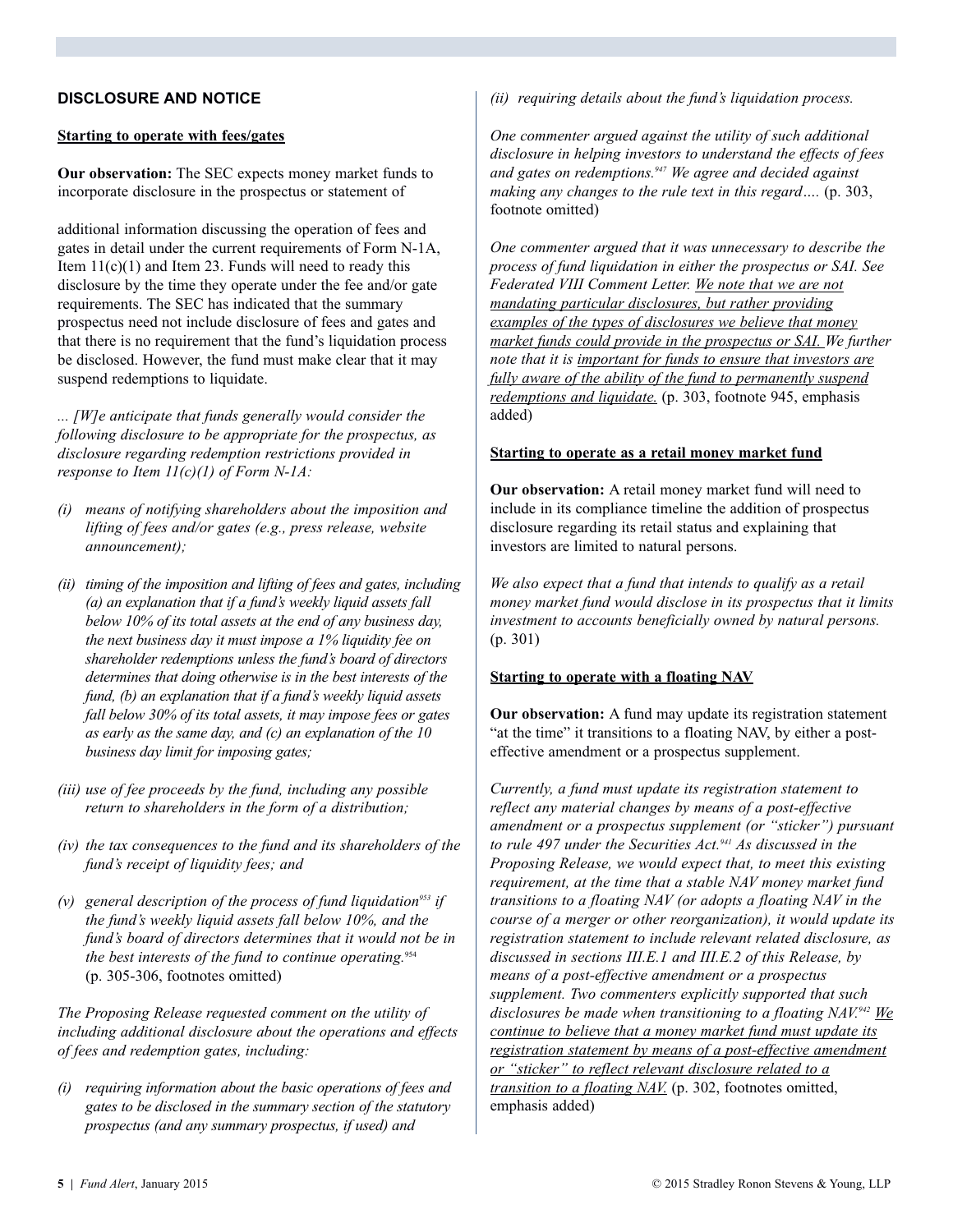## DISCLOSURE AND NOTICE

**Starting to operate with fees/gates**

**Our observation:** The SEC expects money market funds to incorporate disclosure in the prospectus or statement of additional information discussing the operation of fees and gates in detail under the current requirements of Form N-1A, Item 11(c)(1) and Item 23. Funds will need to ready this disclosure by the time they operate under the fee and/or gate requirements. The SEC has indicated that the summary prospectus need not include disclosure of fees and gates and that there is no requirement that the fund's liquidation process be disclosed. However, the fund must make clear that it may suspend redemptions to liquidate.

*... [W]e anticipate that funds generally would consider the following disclosure to be appropriate for the prospectus, as disclosure regarding redemption restrictions provided in response to Item 11(c)(1) of Form N-1A:*

- *(i) means of notifying shareholders about the imposition and lifting of fees and/or gates (e.g., press release, website announcement);*
- *(ii) timing of the imposition and lifting of fees and gates, including (a) an explanation that if a fund's weekly liquid assets fall below 10% of its total assets at the end of any business day, the next business day it must impose a 1% liquidity fee on shareholder redemptions unless the fund's board of directors determines that doing otherwise is in the best interests of the fund, (b) an explanation that if a fund's weekly liquid assets fall below 30% of its total assets, it may impose fees or gates as early as the same day, and (c) an explanation of the 10 business day limit for imposing gates;*
- *(iii) use of fee proceeds by the fund, including any possible return to shareholders in the form of a distribution;*
- *(iv) the tax consequences to the fund and its shareholders of the fund's receipt of liquidity fees; and*
- *(v) general description of the process of fund liquidation[953] if the fund's weekly liquid assets fall below 10%, and the fund's board of directors determines that it would not be in the best interests of the fund to continue operating.[954]* (p. 305-306, footnotes omitted)

*The Proposing Release requested comment on the utility of including additional disclosure about the operations and effects of fees and redemption gates, including:*

- *(i) requiring information about the basic operations of fees and gates to be disclosed in the summary section of the statutory prospectus (and any summary prospectus, if used) and*
- *(ii) requiring details about the fund's liquidation process.*

*One commenter argued against the utility of such additional disclosure in helping investors to understand the effects of fees and gates on redemptions.[947] We agree and decided against making any changes to the rule text in this regard….* (p. 303, footnote omitted)

*One commenter argued that it was unnecessary to describe the process of fund liquidation in either the prospectus or SAI. See Federated VIII Comment Letter. We note that we are not mandating particular disclosures, but rather providing examples of the types of disclosures we believe that money market funds could provide in the prospectus or SAI. We further note that it is important for funds to ensure that investors are fully aware of the ability of the fund to permanently suspend redemptions and liquidate.* (p. 303, footnote 945, emphasis added)

**Starting to operate as a retail money market fund**

**Our observation:** A retail money market fund will need to include in its compliance timeline the addition of prospectus disclosure regarding its retail status and explaining that investors are limited to natural persons.

*We also expect that a fund that intends to qualify as a retail money market fund would disclose in its prospectus that it limits investment to accounts beneficially owned by natural persons.* (p. 301)

**Starting to operate with a floating NAV**

**Our observation:** A fund may update its registration statement "at the time" it transitions to a floating NAV, by either a post-effective amendment or a prospectus supplement.

*Currently, a fund must update its registration statement to reflect any material changes by means of a post-effective amendment or a prospectus supplement (or "sticker") pursuant to rule 497 under the Securities Act.[941] As discussed in the Proposing Release, we would expect that, to meet this existing requirement, at the time that a stable NAV money market fund transitions to a floating NAV (or adopts a floating NAV in the course of a merger or other reorganization), it would update its registration statement to include relevant related disclosure, as discussed in sections III.E.1 and III.E.2 of this Release, by means of a post-effective amendment or a prospectus supplement. Two commenters explicitly supported that such disclosures be made when transitioning to a floating NAV.[942] We continue to believe that a money market fund must update its registration statement by means of a post-effective amendment or "sticker" to reflect relevant disclosure related to a transition to a floating NAV.* (p. 302, footnotes omitted, emphasis added)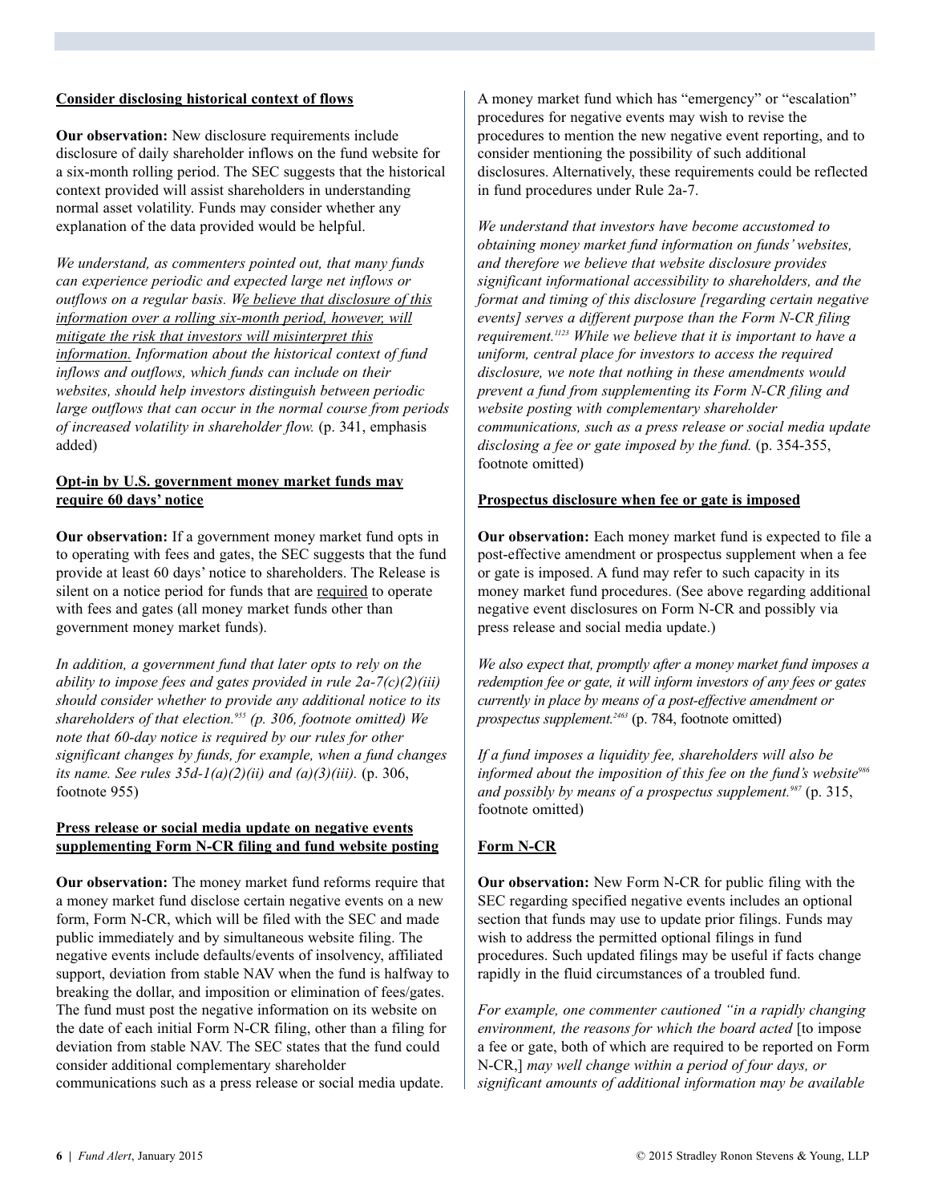**Consider disclosing historical context of flows**

**Our observation:** New disclosure requirements include disclosure of daily shareholder inflows on the fund website for a six-month rolling period. The SEC suggests that the historical context provided will assist shareholders in understanding normal asset volatility. Funds may consider whether any explanation of the data provided would be helpful.

*We understand, as commenters pointed out, that many funds can experience periodic and expected large net inflows or outflows on a regular basis. W*<u>*e believe that disclosure of this information over a rolling six-month period, however, will mitigate the risk that investors will misinterpret this information.*</u> *Information about the historical context of fund inflows and outflows, which funds can include on their websites, should help investors distinguish between periodic large outflows that can occur in the normal course from periods of increased volatility in shareholder flow.* (p. 341, emphasis added)

**Opt-in by U.S. government money market funds may require 60 days' notice**

**Our observation:** If a government money market fund opts in to operating with fees and gates, the SEC suggests that the fund provide at least 60 days' notice to shareholders. The Release is silent on a notice period for funds that are <u>required</u> to operate with fees and gates (all money market funds other than government money market funds).

*In addition, a government fund that later opts to rely on the ability to impose fees and gates provided in rule 2a-7(c)(2)(iii) should consider whether to provide any additional notice to its shareholders of that election.[955] (p. 306, footnote omitted) We note that 60-day notice is required by our rules for other significant changes by funds, for example, when a fund changes its name. See rules 35d-1(a)(2)(ii) and (a)(3)(iii).* (p. 306, footnote 955)

**Press release or social media update on negative events supplementing Form N-CR filing and fund website posting**

**Our observation:** The money market fund reforms require that a money market fund disclose certain negative events on a new form, Form N-CR, which will be filed with the SEC and made public immediately and by simultaneous website filing. The negative events include defaults/events of insolvency, affiliated support, deviation from stable NAV when the fund is halfway to breaking the dollar, and imposition or elimination of fees/gates. The fund must post the negative information on its website on the date of each initial Form N-CR filing, other than a filing for deviation from stable NAV. The SEC states that the fund could consider additional complementary shareholder communications such as a press release or social media update.

A money market fund which has "emergency" or "escalation" procedures for negative events may wish to revise the procedures to mention the new negative event reporting, and to consider mentioning the possibility of such additional disclosures. Alternatively, these requirements could be reflected in fund procedures under Rule 2a-7.

*We understand that investors have become accustomed to obtaining money market fund information on funds' websites, and therefore we believe that website disclosure provides significant informational accessibility to shareholders, and the format and timing of this disclosure [regarding certain negative events] serves a different purpose than the Form N-CR filing requirement.[1123] While we believe that it is important to have a uniform, central place for investors to access the required disclosure, we note that nothing in these amendments would prevent a fund from supplementing its Form N-CR filing and website posting with complementary shareholder communications, such as a press release or social media update disclosing a fee or gate imposed by the fund.* (p. 354-355, footnote omitted)

**Prospectus disclosure when fee or gate is imposed**

**Our observation:** Each money market fund is expected to file a post-effective amendment or prospectus supplement when a fee or gate is imposed. A fund may refer to such capacity in its money market fund procedures. (See above regarding additional negative event disclosures on Form N-CR and possibly via press release and social media update.)

*We also expect that, promptly after a money market fund imposes a redemption fee or gate, it will inform investors of any fees or gates currently in place by means of a post-effective amendment or prospectus supplement.[2463]* (p. 784, footnote omitted)

*If a fund imposes a liquidity fee, shareholders will also be informed about the imposition of this fee on the fund's website[986] and possibly by means of a prospectus supplement.[987]* (p. 315, footnote omitted)

**Form N-CR**

**Our observation:** New Form N-CR for public filing with the SEC regarding specified negative events includes an optional section that funds may use to update prior filings. Funds may wish to address the permitted optional filings in fund procedures. Such updated filings may be useful if facts change rapidly in the fluid circumstances of a troubled fund.

*For example, one commenter cautioned "in a rapidly changing environment, the reasons for which the board acted* [to impose a fee or gate, both of which are required to be reported on Form N-CR,] *may well change within a period of four days, or significant amounts of additional information may be available*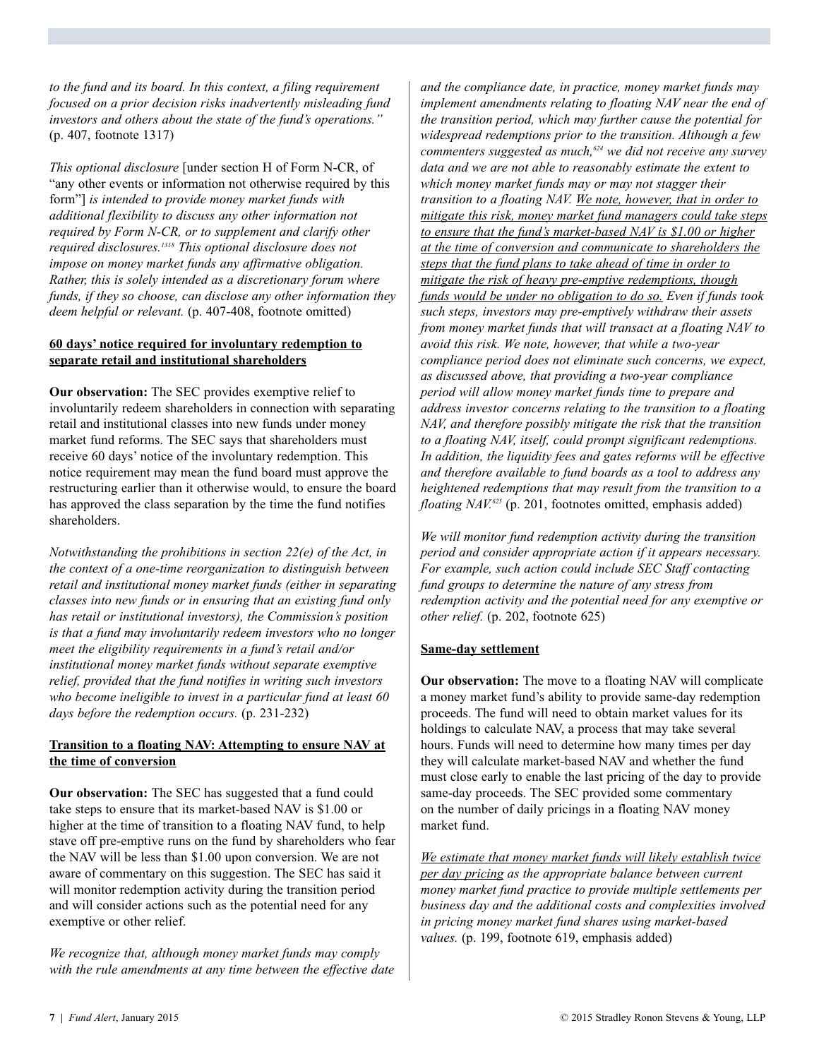*to the fund and its board. In this context, a filing requirement focused on a prior decision risks inadvertently misleading fund investors and others about the state of the fund's operations."* (p. 407, footnote 1317)

*This optional disclosure* [under section H of Form N-CR, of "any other events or information not otherwise required by this form"] *is intended to provide money market funds with additional flexibility to discuss any other information not required by Form N-CR, or to supplement and clarify other required disclosures.*[1318] *This optional disclosure does not impose on money market funds any affirmative obligation. Rather, this is solely intended as a discretionary forum where funds, if they so choose, can disclose any other information they deem helpful or relevant.* (p. 407-408, footnote omitted)

**60 days' notice required for involuntary redemption to separate retail and institutional shareholders**

**Our observation:** The SEC provides exemptive relief to involuntarily redeem shareholders in connection with separating retail and institutional classes into new funds under money market fund reforms. The SEC says that shareholders must receive 60 days' notice of the involuntary redemption. This notice requirement may mean the fund board must approve the restructuring earlier than it otherwise would, to ensure the board has approved the class separation by the time the fund notifies shareholders.

*Notwithstanding the prohibitions in section 22(e) of the Act, in the context of a one-time reorganization to distinguish between retail and institutional money market funds (either in separating classes into new funds or in ensuring that an existing fund only has retail or institutional investors), the Commission's position is that a fund may involuntarily redeem investors who no longer meet the eligibility requirements in a fund's retail and/or institutional money market funds without separate exemptive relief, provided that the fund notifies in writing such investors who become ineligible to invest in a particular fund at least 60 days before the redemption occurs.* (p. 231-232)

**Transition to a floating NAV: Attempting to ensure NAV at the time of conversion**

**Our observation:** The SEC has suggested that a fund could take steps to ensure that its market-based NAV is $1.00 or higher at the time of transition to a floating NAV fund, to help stave off pre-emptive runs on the fund by shareholders who fear the NAV will be less than $1.00 upon conversion. We are not aware of commentary on this suggestion. The SEC has said it will monitor redemption activity during the transition period and will consider actions such as the potential need for any exemptive or other relief.

*We recognize that, although money market funds may comply with the rule amendments at any time between the effective date and the compliance date, in practice, money market funds may implement amendments relating to floating NAV near the end of the transition period, which may further cause the potential for widespread redemptions prior to the transition. Although a few commenters suggested as much,*[624] *we did not receive any survey data and we are not able to reasonably estimate the extent to which money market funds may or may not stagger their transition to a floating NAV. We note, however, that in order to mitigate this risk, money market fund managers could take steps to ensure that the fund's market-based NAV is $1.00 or higher at the time of conversion and communicate to shareholders the steps that the fund plans to take ahead of time in order to mitigate the risk of heavy pre-emptive redemptions, though funds would be under no obligation to do so. Even if funds took such steps, investors may pre-emptively withdraw their assets from money market funds that will transact at a floating NAV to avoid this risk. We note, however, that while a two-year compliance period does not eliminate such concerns, we expect, as discussed above, that providing a two-year compliance period will allow money market funds time to prepare and address investor concerns relating to the transition to a floating NAV, and therefore possibly mitigate the risk that the transition to a floating NAV, itself, could prompt significant redemptions. In addition, the liquidity fees and gates reforms will be effective and therefore available to fund boards as a tool to address any heightened redemptions that may result from the transition to a floating NAV.*[625] (p. 201, footnotes omitted, emphasis added)

*We will monitor fund redemption activity during the transition period and consider appropriate action if it appears necessary. For example, such action could include SEC Staff contacting fund groups to determine the nature of any stress from redemption activity and the potential need for any exemptive or other relief.* (p. 202, footnote 625)

**Same-day settlement**

**Our observation:** The move to a floating NAV will complicate a money market fund's ability to provide same-day redemption proceeds. The fund will need to obtain market values for its holdings to calculate NAV, a process that may take several hours. Funds will need to determine how many times per day they will calculate market-based NAV and whether the fund must close early to enable the last pricing of the day to provide same-day proceeds. The SEC provided some commentary on the number of daily pricings in a floating NAV money market fund.

*We estimate that money market funds will likely establish twice per day pricing as the appropriate balance between current money market fund practice to provide multiple settlements per business day and the additional costs and complexities involved in pricing money market fund shares using market-based values.* (p. 199, footnote 619, emphasis added)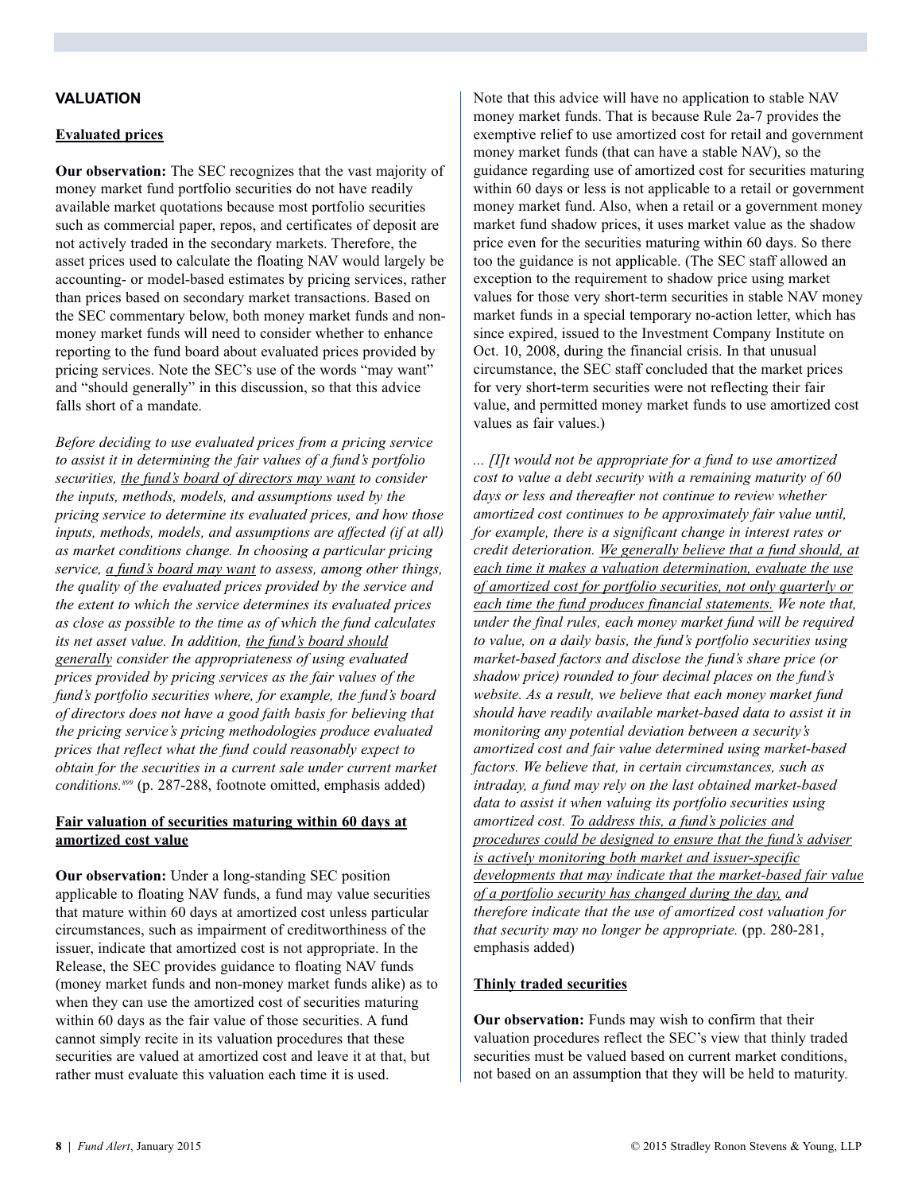## VALUATION

**Evaluated prices**

**Our observation:** The SEC recognizes that the vast majority of money market fund portfolio securities do not have readily available market quotations because most portfolio securities such as commercial paper, repos, and certificates of deposit are not actively traded in the secondary markets. Therefore, the asset prices used to calculate the floating NAV would largely be accounting- or model-based estimates by pricing services, rather than prices based on secondary market transactions. Based on the SEC commentary below, both money market funds and non-money market funds will need to consider whether to enhance reporting to the fund board about evaluated prices provided by pricing services. Note the SEC's use of the words "may want" and "should generally" in this discussion, so that this advice falls short of a mandate.

*Before deciding to use evaluated prices from a pricing service to assist it in determining the fair values of a fund's portfolio securities, the fund's board of directors may want to consider the inputs, methods, models, and assumptions used by the pricing service to determine its evaluated prices, and how those inputs, methods, models, and assumptions are affected (if at all) as market conditions change. In choosing a particular pricing service, a fund's board may want to assess, among other things, the quality of the evaluated prices provided by the service and the extent to which the service determines its evaluated prices as close as possible to the time as of which the fund calculates its net asset value. In addition, the fund's board should generally consider the appropriateness of using evaluated prices provided by pricing services as the fair values of the fund's portfolio securities where, for example, the fund's board of directors does not have a good faith basis for believing that the pricing service's pricing methodologies produce evaluated prices that reflect what the fund could reasonably expect to obtain for the securities in a current sale under current market conditions.*[899] (p. 287-288, footnote omitted, emphasis added)

**Fair valuation of securities maturing within 60 days at amortized cost value**

**Our observation:** Under a long-standing SEC position applicable to floating NAV funds, a fund may value securities that mature within 60 days at amortized cost unless particular circumstances, such as impairment of creditworthiness of the issuer, indicate that amortized cost is not appropriate. In the Release, the SEC provides guidance to floating NAV funds (money market funds and non-money market funds alike) as to when they can use the amortized cost of securities maturing within 60 days as the fair value of those securities. A fund cannot simply recite in its valuation procedures that these securities are valued at amortized cost and leave it at that, but rather must evaluate this valuation each time it is used.

Note that this advice will have no application to stable NAV money market funds. That is because Rule 2a-7 provides the exemptive relief to use amortized cost for retail and government money market funds (that can have a stable NAV), so the guidance regarding use of amortized cost for securities maturing within 60 days or less is not applicable to a retail or government money market fund. Also, when a retail or a government money market fund shadow prices, it uses market value as the shadow price even for the securities maturing within 60 days. So there too the guidance is not applicable. (The SEC staff allowed an exception to the requirement to shadow price using market values for those very short-term securities in stable NAV money market funds in a special temporary no-action letter, which has since expired, issued to the Investment Company Institute on Oct. 10, 2008, during the financial crisis. In that unusual circumstance, the SEC staff concluded that the market prices for very short-term securities were not reflecting their fair value, and permitted money market funds to use amortized cost values as fair values.)

*... [I]t would not be appropriate for a fund to use amortized cost to value a debt security with a remaining maturity of 60 days or less and thereafter not continue to review whether amortized cost continues to be approximately fair value until, for example, there is a significant change in interest rates or credit deterioration. We generally believe that a fund should, at each time it makes a valuation determination, evaluate the use of amortized cost for portfolio securities, not only quarterly or each time the fund produces financial statements. We note that, under the final rules, each money market fund will be required to value, on a daily basis, the fund's portfolio securities using market-based factors and disclose the fund's share price (or shadow price) rounded to four decimal places on the fund's website. As a result, we believe that each money market fund should have readily available market-based data to assist it in monitoring any potential deviation between a security's amortized cost and fair value determined using market-based factors. We believe that, in certain circumstances, such as intraday, a fund may rely on the last obtained market-based data to assist it when valuing its portfolio securities using amortized cost. To address this, a fund's policies and procedures could be designed to ensure that the fund's adviser is actively monitoring both market and issuer-specific developments that may indicate that the market-based fair value of a portfolio security has changed during the day, and therefore indicate that the use of amortized cost valuation for that security may no longer be appropriate.* (pp. 280-281, emphasis added)

**Thinly traded securities**

**Our observation:** Funds may wish to confirm that their valuation procedures reflect the SEC's view that thinly traded securities must be valued based on current market conditions, not based on an assumption that they will be held to maturity.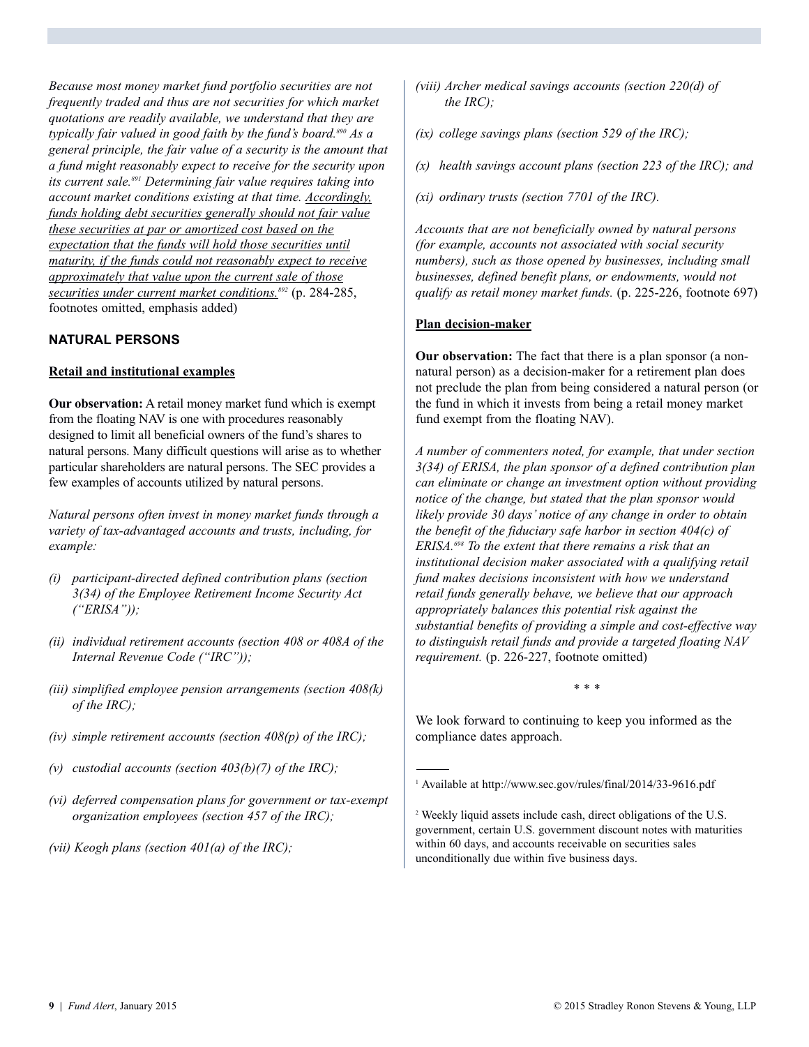*Because most money market fund portfolio securities are not frequently traded and thus are not securities for which market quotations are readily available, we understand that they are typically fair valued in good faith by the fund's board.[890] As a general principle, the fair value of a security is the amount that a fund might reasonably expect to receive for the security upon its current sale.[891] Determining fair value requires taking into account market conditions existing at that time. Accordingly, funds holding debt securities generally should not fair value these securities at par or amortized cost based on the expectation that the funds will hold those securities until maturity, if the funds could not reasonably expect to receive approximately that value upon the current sale of those securities under current market conditions.[892]* (p. 284-285, footnotes omitted, emphasis added)

### NATURAL PERSONS

**Retail and institutional examples**

**Our observation:** A retail money market fund which is exempt from the floating NAV is one with procedures reasonably designed to limit all beneficial owners of the fund's shares to natural persons. Many difficult questions will arise as to whether particular shareholders are natural persons. The SEC provides a few examples of accounts utilized by natural persons.

*Natural persons often invest in money market funds through a variety of tax-advantaged accounts and trusts, including, for example:*

- *(i) participant-directed defined contribution plans (section 3(34) of the Employee Retirement Income Security Act ("ERISA"));*
- *(ii) individual retirement accounts (section 408 or 408A of the Internal Revenue Code ("IRC"));*
- *(iii) simplified employee pension arrangements (section 408(k) of the IRC);*
- *(iv) simple retirement accounts (section 408(p) of the IRC);*
- *(v) custodial accounts (section 403(b)(7) of the IRC);*
- *(vi) deferred compensation plans for government or tax-exempt organization employees (section 457 of the IRC);*
- *(vii) Keogh plans (section 401(a) of the IRC);*
- *(viii) Archer medical savings accounts (section 220(d) of the IRC);*
- *(ix) college savings plans (section 529 of the IRC);*
- *(x) health savings account plans (section 223 of the IRC); and*
- *(xi) ordinary trusts (section 7701 of the IRC).*

*Accounts that are not beneficially owned by natural persons (for example, accounts not associated with social security numbers), such as those opened by businesses, including small businesses, defined benefit plans, or endowments, would not qualify as retail money market funds.* (p. 225-226, footnote 697)

**Plan decision-maker**

**Our observation:** The fact that there is a plan sponsor (a non-natural person) as a decision-maker for a retirement plan does not preclude the plan from being considered a natural person (or the fund in which it invests from being a retail money market fund exempt from the floating NAV).

*A number of commenters noted, for example, that under section 3(34) of ERISA, the plan sponsor of a defined contribution plan can eliminate or change an investment option without providing notice of the change, but stated that the plan sponsor would likely provide 30 days' notice of any change in order to obtain the benefit of the fiduciary safe harbor in section 404(c) of ERISA.[698] To the extent that there remains a risk that an institutional decision maker associated with a qualifying retail fund makes decisions inconsistent with how we understand retail funds generally behave, we believe that our approach appropriately balances this potential risk against the substantial benefits of providing a simple and cost-effective way to distinguish retail funds and provide a targeted floating NAV requirement.* (p. 226-227, footnote omitted)

\* \* \*

We look forward to continuing to keep you informed as the compliance dates approach.

---

[1] Available at http://www.sec.gov/rules/final/2014/33-9616.pdf

[2] Weekly liquid assets include cash, direct obligations of the U.S. government, certain U.S. government discount notes with maturities within 60 days, and accounts receivable on securities sales unconditionally due within five business days.